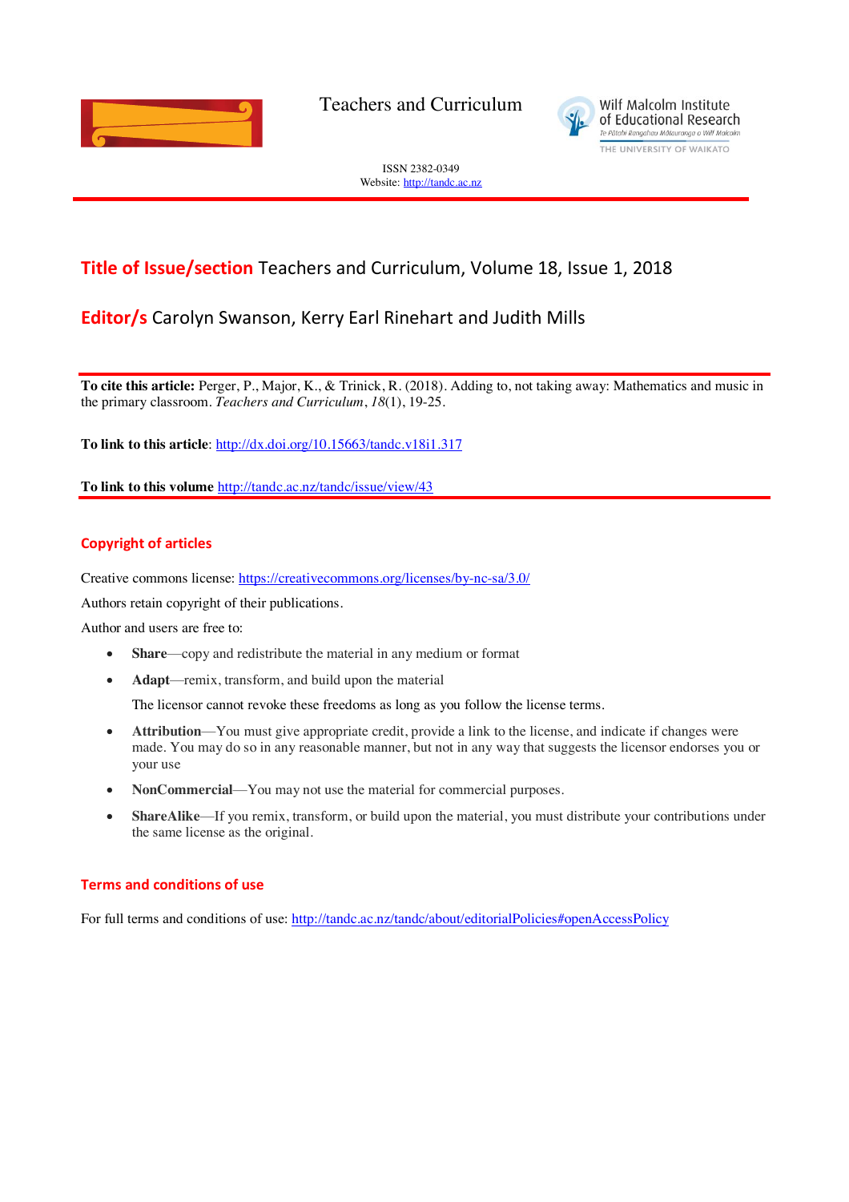Teachers and Curriculum

Wilf Malcolm Institute of Educational Research
Te Pūtahi Rangahau Mātauranga o Wilf Malcolm
THE UNIVERSITY OF WAIKATO

ISSN 2382-0349
Website: http://tandc.ac.nz

**Title of Issue/section** Teachers and Curriculum, Volume 18, Issue 1, 2018

**Editor/s** Carolyn Swanson, Kerry Earl Rinehart and Judith Mills

**To cite this article:** Perger, P., Major, K., & Trinick, R. (2018). Adding to, not taking away: Mathematics and music in the primary classroom. *Teachers and Curriculum*, *18*(1), 19-25.

**To link to this article**: http://dx.doi.org/10.15663/tandc.v18i1.317

**To link to this volume** http://tandc.ac.nz/tandc/issue/view/43

## Copyright of articles

Creative commons license: https://creativecommons.org/licenses/by-nc-sa/3.0/

Authors retain copyright of their publications.

Author and users are free to:

- **Share**—copy and redistribute the material in any medium or format
- **Adapt**—remix, transform, and build upon the material

  The licensor cannot revoke these freedoms as long as you follow the license terms.

- **Attribution**—You must give appropriate credit, provide a link to the license, and indicate if changes were made. You may do so in any reasonable manner, but not in any way that suggests the licensor endorses you or your use
- **NonCommercial**—You may not use the material for commercial purposes.
- **ShareAlike**—If you remix, transform, or build upon the material, you must distribute your contributions under the same license as the original.

## Terms and conditions of use

For full terms and conditions of use: http://tandc.ac.nz/tandc/about/editorialPolicies#openAccessPolicy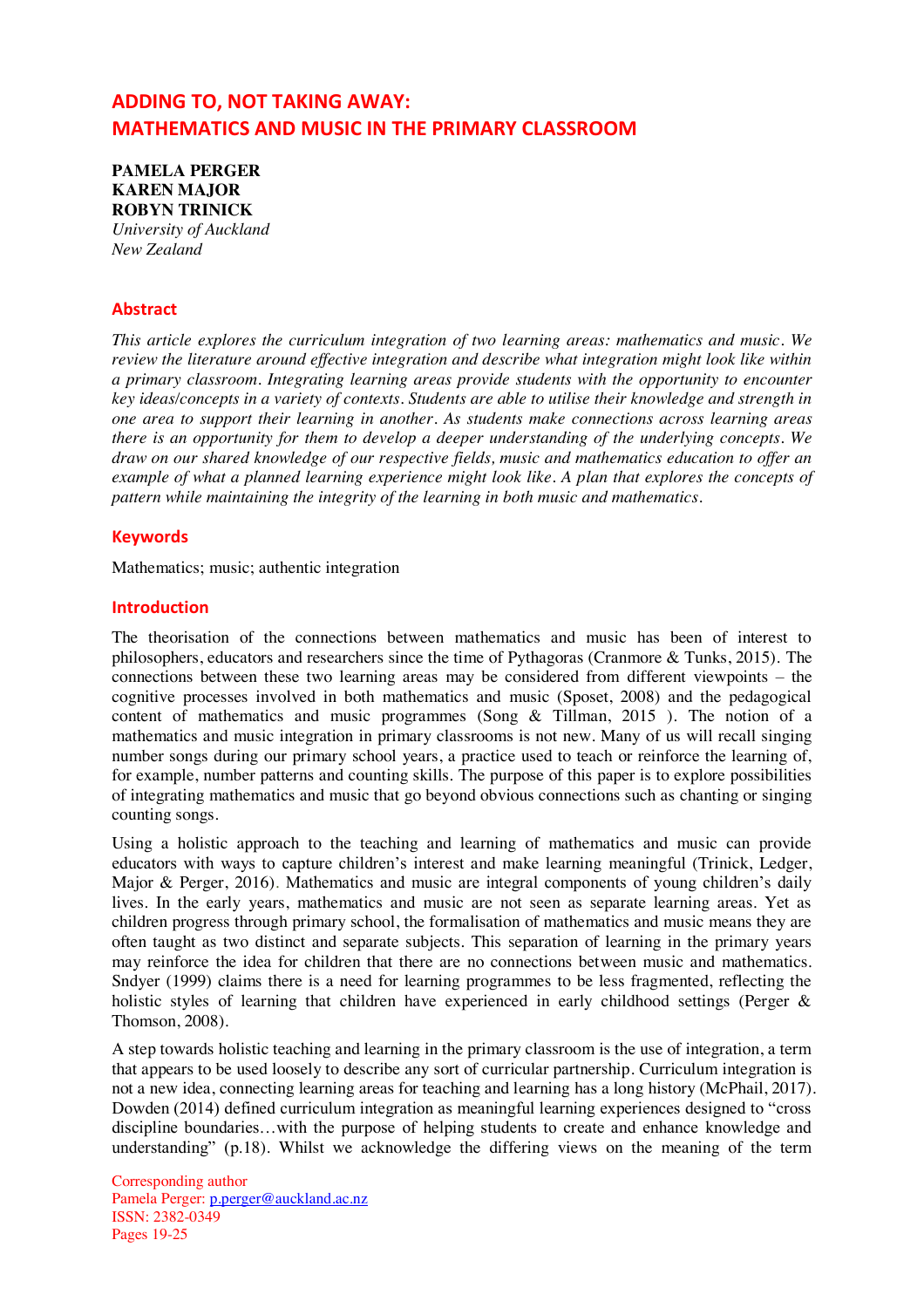# ADDING TO, NOT TAKING AWAY: MATHEMATICS AND MUSIC IN THE PRIMARY CLASSROOM

**PAMELA PERGER**
**KAREN MAJOR**
**ROBYN TRINICK**
*University of Auckland*
*New Zealand*

## Abstract

*This article explores the curriculum integration of two learning areas: mathematics and music. We review the literature around effective integration and describe what integration might look like within a primary classroom. Integrating learning areas provide students with the opportunity to encounter key ideas/concepts in a variety of contexts. Students are able to utilise their knowledge and strength in one area to support their learning in another. As students make connections across learning areas there is an opportunity for them to develop a deeper understanding of the underlying concepts. We draw on our shared knowledge of our respective fields, music and mathematics education to offer an example of what a planned learning experience might look like. A plan that explores the concepts of pattern while maintaining the integrity of the learning in both music and mathematics.*

## Keywords

Mathematics; music; authentic integration

## Introduction

The theorisation of the connections between mathematics and music has been of interest to philosophers, educators and researchers since the time of Pythagoras (Cranmore & Tunks, 2015). The connections between these two learning areas may be considered from different viewpoints – the cognitive processes involved in both mathematics and music (Sposet, 2008) and the pedagogical content of mathematics and music programmes (Song & Tillman, 2015 ). The notion of a mathematics and music integration in primary classrooms is not new. Many of us will recall singing number songs during our primary school years, a practice used to teach or reinforce the learning of, for example, number patterns and counting skills. The purpose of this paper is to explore possibilities of integrating mathematics and music that go beyond obvious connections such as chanting or singing counting songs.

Using a holistic approach to the teaching and learning of mathematics and music can provide educators with ways to capture children's interest and make learning meaningful (Trinick, Ledger, Major & Perger, 2016). Mathematics and music are integral components of young children's daily lives. In the early years, mathematics and music are not seen as separate learning areas. Yet as children progress through primary school, the formalisation of mathematics and music means they are often taught as two distinct and separate subjects. This separation of learning in the primary years may reinforce the idea for children that there are no connections between music and mathematics. Sndyer (1999) claims there is a need for learning programmes to be less fragmented, reflecting the holistic styles of learning that children have experienced in early childhood settings (Perger & Thomson, 2008).

A step towards holistic teaching and learning in the primary classroom is the use of integration, a term that appears to be used loosely to describe any sort of curricular partnership. Curriculum integration is not a new idea, connecting learning areas for teaching and learning has a long history (McPhail, 2017). Dowden (2014) defined curriculum integration as meaningful learning experiences designed to "cross discipline boundaries…with the purpose of helping students to create and enhance knowledge and understanding" (p.18). Whilst we acknowledge the differing views on the meaning of the term

Corresponding author
Pamela Perger: p.perger@auckland.ac.nz
ISSN: 2382-0349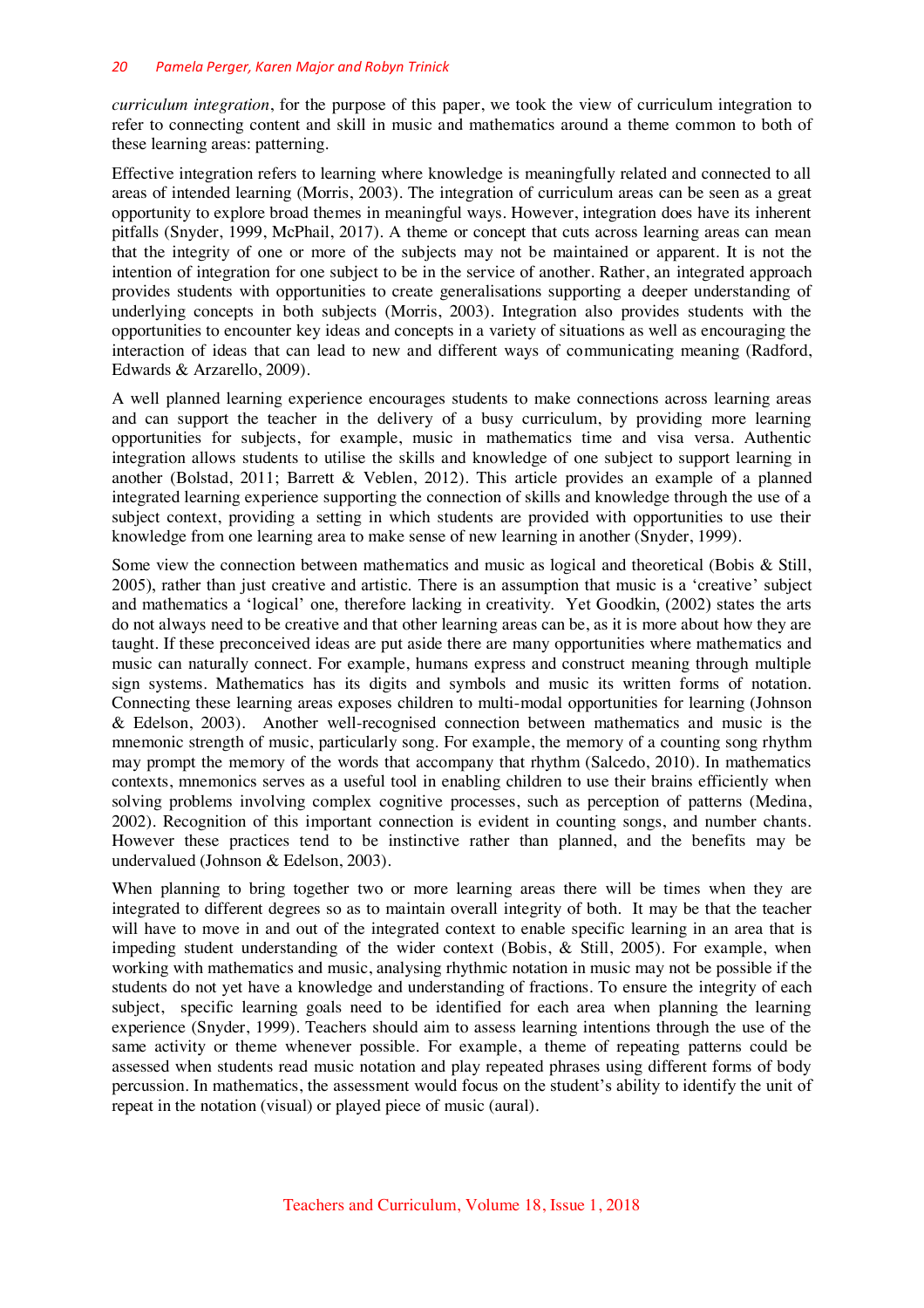*curriculum integration*, for the purpose of this paper, we took the view of curriculum integration to refer to connecting content and skill in music and mathematics around a theme common to both of these learning areas: patterning.

Effective integration refers to learning where knowledge is meaningfully related and connected to all areas of intended learning (Morris, 2003). The integration of curriculum areas can be seen as a great opportunity to explore broad themes in meaningful ways. However, integration does have its inherent pitfalls (Snyder, 1999, McPhail, 2017). A theme or concept that cuts across learning areas can mean that the integrity of one or more of the subjects may not be maintained or apparent. It is not the intention of integration for one subject to be in the service of another. Rather, an integrated approach provides students with opportunities to create generalisations supporting a deeper understanding of underlying concepts in both subjects (Morris, 2003). Integration also provides students with the opportunities to encounter key ideas and concepts in a variety of situations as well as encouraging the interaction of ideas that can lead to new and different ways of communicating meaning (Radford, Edwards & Arzarello, 2009).

A well planned learning experience encourages students to make connections across learning areas and can support the teacher in the delivery of a busy curriculum, by providing more learning opportunities for subjects, for example, music in mathematics time and visa versa. Authentic integration allows students to utilise the skills and knowledge of one subject to support learning in another (Bolstad, 2011; Barrett & Veblen, 2012). This article provides an example of a planned integrated learning experience supporting the connection of skills and knowledge through the use of a subject context, providing a setting in which students are provided with opportunities to use their knowledge from one learning area to make sense of new learning in another (Snyder, 1999).

Some view the connection between mathematics and music as logical and theoretical (Bobis & Still, 2005), rather than just creative and artistic. There is an assumption that music is a 'creative' subject and mathematics a 'logical' one, therefore lacking in creativity. Yet Goodkin, (2002) states the arts do not always need to be creative and that other learning areas can be, as it is more about how they are taught. If these preconceived ideas are put aside there are many opportunities where mathematics and music can naturally connect. For example, humans express and construct meaning through multiple sign systems. Mathematics has its digits and symbols and music its written forms of notation. Connecting these learning areas exposes children to multi-modal opportunities for learning (Johnson & Edelson, 2003). Another well-recognised connection between mathematics and music is the mnemonic strength of music, particularly song. For example, the memory of a counting song rhythm may prompt the memory of the words that accompany that rhythm (Salcedo, 2010). In mathematics contexts, mnemonics serves as a useful tool in enabling children to use their brains efficiently when solving problems involving complex cognitive processes, such as perception of patterns (Medina, 2002). Recognition of this important connection is evident in counting songs, and number chants. However these practices tend to be instinctive rather than planned, and the benefits may be undervalued (Johnson & Edelson, 2003).

When planning to bring together two or more learning areas there will be times when they are integrated to different degrees so as to maintain overall integrity of both. It may be that the teacher will have to move in and out of the integrated context to enable specific learning in an area that is impeding student understanding of the wider context (Bobis, & Still, 2005). For example, when working with mathematics and music, analysing rhythmic notation in music may not be possible if the students do not yet have a knowledge and understanding of fractions. To ensure the integrity of each subject, specific learning goals need to be identified for each area when planning the learning experience (Snyder, 1999). Teachers should aim to assess learning intentions through the use of the same activity or theme whenever possible. For example, a theme of repeating patterns could be assessed when students read music notation and play repeated phrases using different forms of body percussion. In mathematics, the assessment would focus on the student's ability to identify the unit of repeat in the notation (visual) or played piece of music (aural).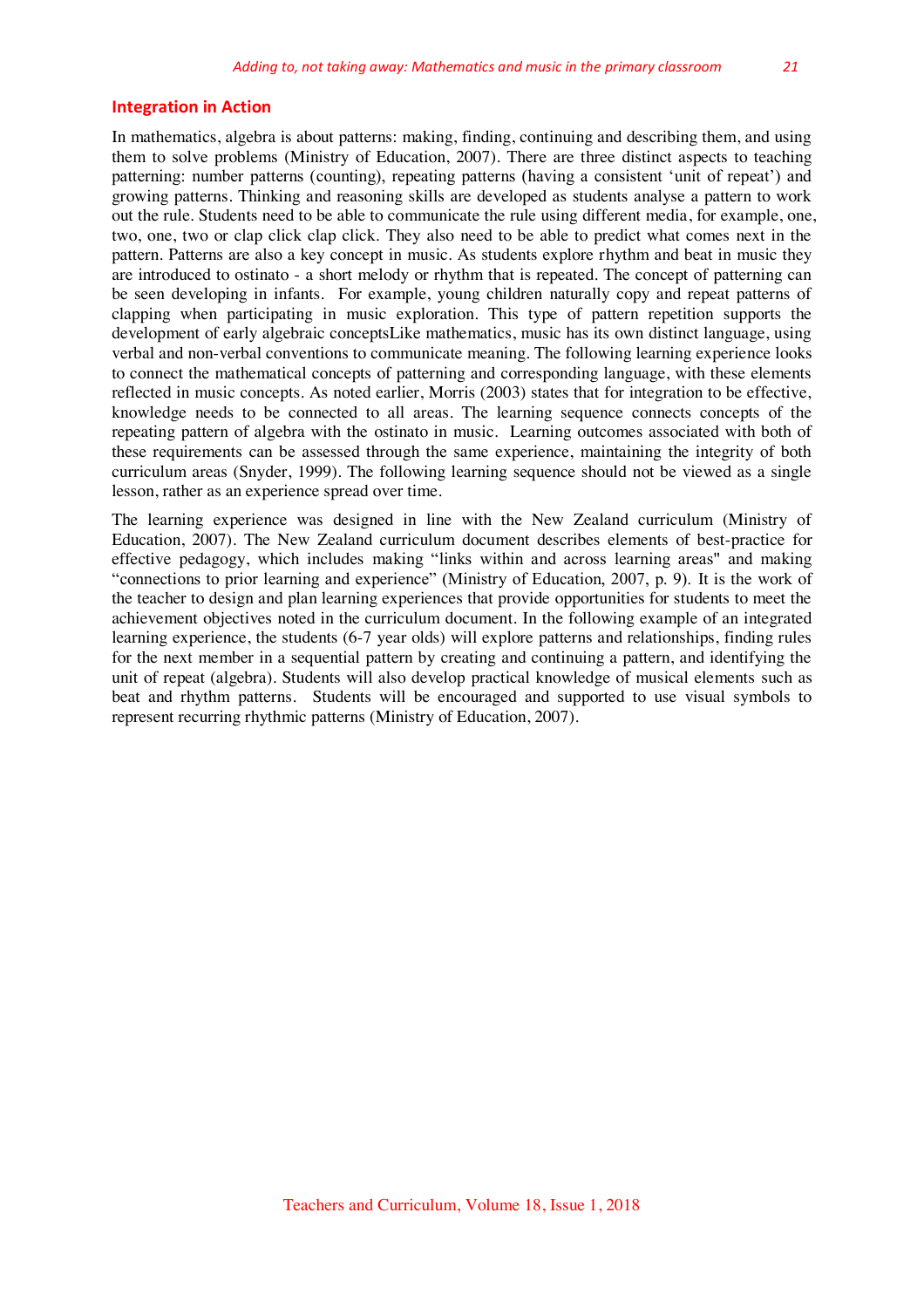## Integration in Action

In mathematics, algebra is about patterns: making, finding, continuing and describing them, and using them to solve problems (Ministry of Education, 2007). There are three distinct aspects to teaching patterning: number patterns (counting), repeating patterns (having a consistent 'unit of repeat') and growing patterns. Thinking and reasoning skills are developed as students analyse a pattern to work out the rule. Students need to be able to communicate the rule using different media, for example, one, two, one, two or clap click clap click. They also need to be able to predict what comes next in the pattern. Patterns are also a key concept in music. As students explore rhythm and beat in music they are introduced to ostinato - a short melody or rhythm that is repeated. The concept of patterning can be seen developing in infants. For example, young children naturally copy and repeat patterns of clapping when participating in music exploration. This type of pattern repetition supports the development of early algebraic conceptsLike mathematics, music has its own distinct language, using verbal and non-verbal conventions to communicate meaning. The following learning experience looks to connect the mathematical concepts of patterning and corresponding language, with these elements reflected in music concepts. As noted earlier, Morris (2003) states that for integration to be effective, knowledge needs to be connected to all areas. The learning sequence connects concepts of the repeating pattern of algebra with the ostinato in music. Learning outcomes associated with both of these requirements can be assessed through the same experience, maintaining the integrity of both curriculum areas (Snyder, 1999). The following learning sequence should not be viewed as a single lesson, rather as an experience spread over time.

The learning experience was designed in line with the New Zealand curriculum (Ministry of Education, 2007). The New Zealand curriculum document describes elements of best-practice for effective pedagogy, which includes making "links within and across learning areas" and making "connections to prior learning and experience" (Ministry of Education, 2007, p. 9). It is the work of the teacher to design and plan learning experiences that provide opportunities for students to meet the achievement objectives noted in the curriculum document. In the following example of an integrated learning experience, the students (6-7 year olds) will explore patterns and relationships, finding rules for the next member in a sequential pattern by creating and continuing a pattern, and identifying the unit of repeat (algebra). Students will also develop practical knowledge of musical elements such as beat and rhythm patterns. Students will be encouraged and supported to use visual symbols to represent recurring rhythmic patterns (Ministry of Education, 2007).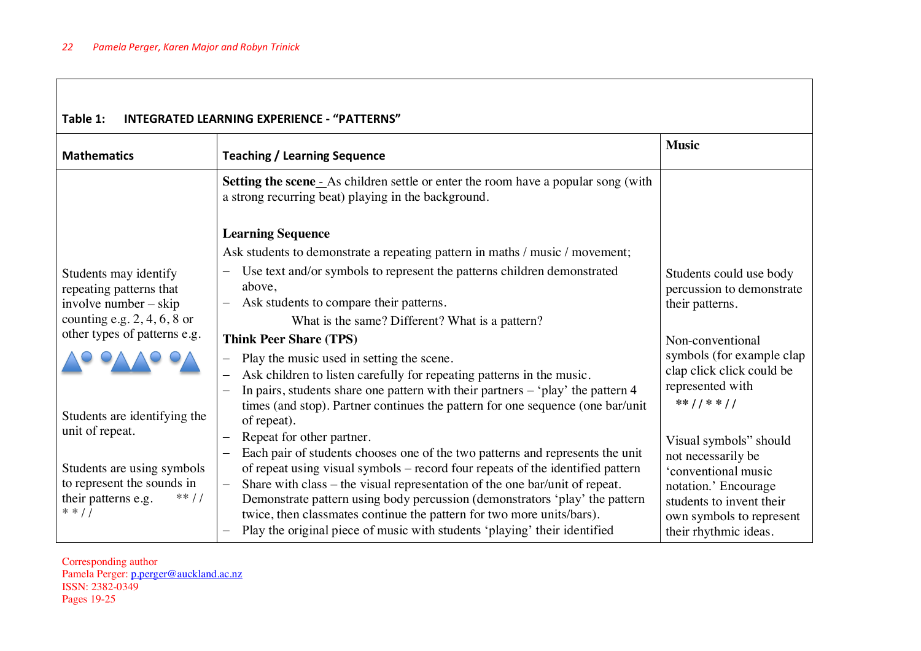**Table 1: INTEGRATED LEARNING EXPERIENCE - "PATTERNS"**

| Mathematics | Teaching / Learning Sequence | Music |
|---|---|---|
| Students may identify repeating patterns that involve number – skip counting e.g. 2, 4, 6, 8 or other types of patterns e.g. ▲●●▲▲●●▲<br><br>Students are identifying the unit of repeat.<br><br>Students are using symbols to represent the sounds in their patterns e.g. ** / / * * / / | **Setting the scene** - As children settle or enter the room have a popular song (with a strong recurring beat) playing in the background.<br><br>**Learning Sequence**<br>Ask students to demonstrate a repeating pattern in maths / music / movement;<br>– Use text and/or symbols to represent the patterns children demonstrated above,<br>– Ask students to compare their patterns.<br>What is the same? Different? What is a pattern?<br>**Think Peer Share (TPS)**<br>– Play the music used in setting the scene.<br>– Ask children to listen carefully for repeating patterns in the music.<br>– In pairs, students share one pattern with their partners – 'play' the pattern 4 times (and stop). Partner continues the pattern for one sequence (one bar/unit of repeat).<br>– Repeat for other partner.<br>– Each pair of students chooses one of the two patterns and represents the unit of repeat using visual symbols – record four repeats of the identified pattern<br>– Share with class – the visual representation of the one bar/unit of repeat. Demonstrate pattern using body percussion (demonstrators 'play' the pattern twice, then classmates continue the pattern for two more units/bars).<br>– Play the original piece of music with students 'playing' their identified | Students could use body percussion to demonstrate their patterns.<br><br>Non-conventional symbols (for example clap clap click click could be represented with ** / / * * / /<br><br>Visual symbols" should not necessarily be 'conventional music notation.' Encourage students to invent their own symbols to represent their rhythmic ideas. |

Corresponding author
Pamela Perger: p.perger@auckland.ac.nz
ISSN: 2382-0349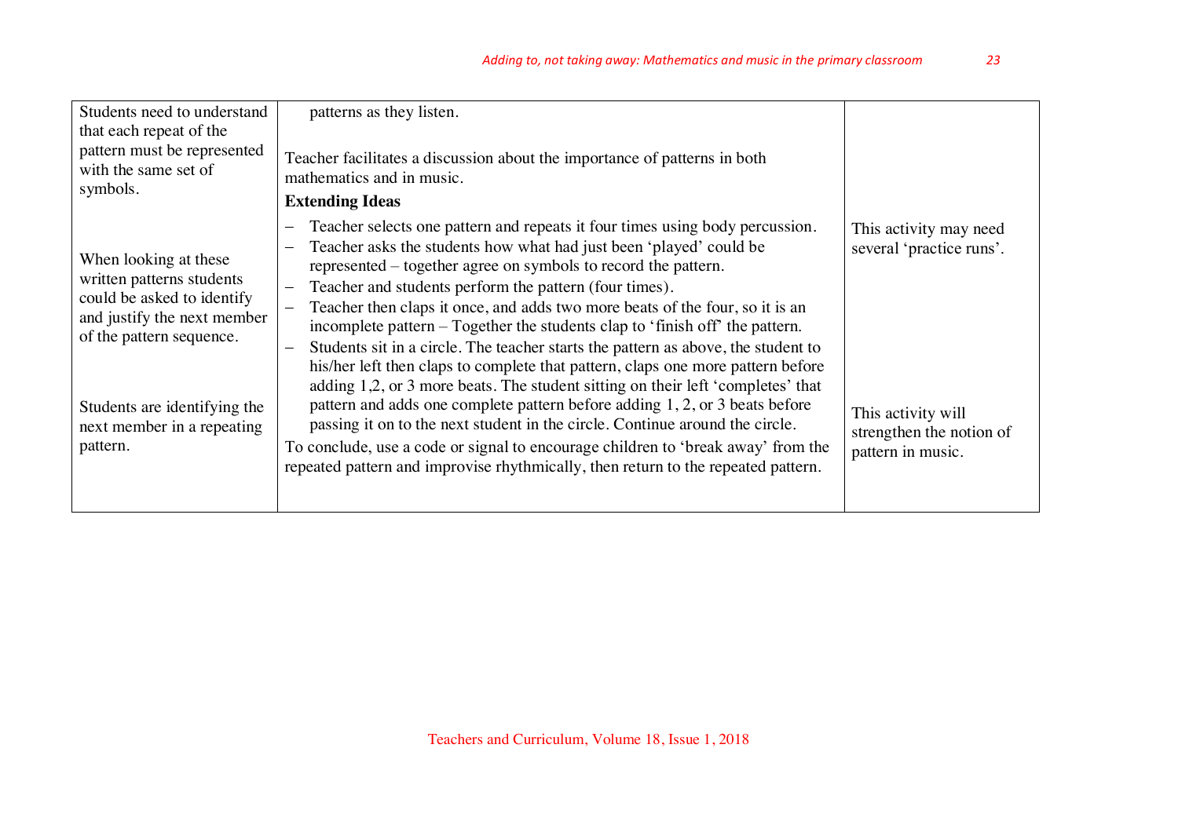| | | |
|---|---|---|
| Students need to understand that each repeat of the pattern must be represented with the same set of symbols.<br><br>When looking at these written patterns students could be asked to identify and justify the next member of the pattern sequence.<br><br>Students are identifying the next member in a repeating pattern. | patterns as they listen.<br><br>Teacher facilitates a discussion about the importance of patterns in both mathematics and in music.<br><br>**Extending Ideas**<br><br>– Teacher selects one pattern and repeats it four times using body percussion.<br>– Teacher asks the students how what had just been 'played' could be represented – together agree on symbols to record the pattern.<br>– Teacher and students perform the pattern (four times).<br>– Teacher then claps it once, and adds two more beats of the four, so it is an incomplete pattern – Together the students clap to 'finish off' the pattern.<br>– Students sit in a circle. The teacher starts the pattern as above, the student to his/her left then claps to complete that pattern, claps one more pattern before adding 1,2, or 3 more beats. The student sitting on their left 'completes' that pattern and adds one complete pattern before adding 1, 2, or 3 beats before passing it on to the next student in the circle. Continue around the circle.<br><br>To conclude, use a code or signal to encourage children to 'break away' from the repeated pattern and improvise rhythmically, then return to the repeated pattern. | This activity may need several 'practice runs'.<br><br>This activity will strengthen the notion of pattern in music. |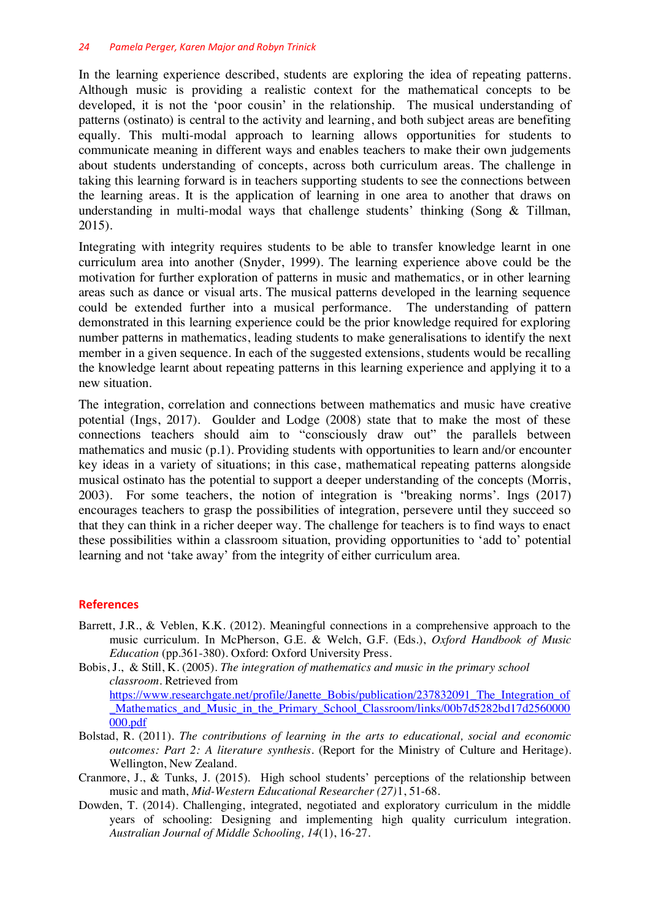In the learning experience described, students are exploring the idea of repeating patterns. Although music is providing a realistic context for the mathematical concepts to be developed, it is not the 'poor cousin' in the relationship. The musical understanding of patterns (ostinato) is central to the activity and learning, and both subject areas are benefiting equally. This multi-modal approach to learning allows opportunities for students to communicate meaning in different ways and enables teachers to make their own judgements about students understanding of concepts, across both curriculum areas. The challenge in taking this learning forward is in teachers supporting students to see the connections between the learning areas. It is the application of learning in one area to another that draws on understanding in multi-modal ways that challenge students' thinking (Song & Tillman, 2015).

Integrating with integrity requires students to be able to transfer knowledge learnt in one curriculum area into another (Snyder, 1999). The learning experience above could be the motivation for further exploration of patterns in music and mathematics, or in other learning areas such as dance or visual arts. The musical patterns developed in the learning sequence could be extended further into a musical performance. The understanding of pattern demonstrated in this learning experience could be the prior knowledge required for exploring number patterns in mathematics, leading students to make generalisations to identify the next member in a given sequence. In each of the suggested extensions, students would be recalling the knowledge learnt about repeating patterns in this learning experience and applying it to a new situation.

The integration, correlation and connections between mathematics and music have creative potential (Ings, 2017). Goulder and Lodge (2008) state that to make the most of these connections teachers should aim to "consciously draw out" the parallels between mathematics and music (p.1). Providing students with opportunities to learn and/or encounter key ideas in a variety of situations; in this case, mathematical repeating patterns alongside musical ostinato has the potential to support a deeper understanding of the concepts (Morris, 2003). For some teachers, the notion of integration is ''breaking norms'. Ings (2017) encourages teachers to grasp the possibilities of integration, persevere until they succeed so that they can think in a richer deeper way. The challenge for teachers is to find ways to enact these possibilities within a classroom situation, providing opportunities to 'add to' potential learning and not 'take away' from the integrity of either curriculum area.

## References

Barrett, J.R., & Veblen, K.K. (2012). Meaningful connections in a comprehensive approach to the music curriculum. In McPherson, G.E. & Welch, G.F. (Eds.), *Oxford Handbook of Music Education* (pp.361-380). Oxford: Oxford University Press.

Bobis, J., & Still, K. (2005). *The integration of mathematics and music in the primary school classroom*. Retrieved from https://www.researchgate.net/profile/Janette_Bobis/publication/237832091_The_Integration_of_Mathematics_and_Music_in_the_Primary_School_Classroom/links/00b7d5282bd17d2560000000.pdf

Bolstad, R. (2011). *The contributions of learning in the arts to educational, social and economic outcomes: Part 2: A literature synthesis*. (Report for the Ministry of Culture and Heritage). Wellington, New Zealand.

Cranmore, J., & Tunks, J. (2015). High school students' perceptions of the relationship between music and math, *Mid-Western Educational Researcher (27)*1, 51-68.

Dowden, T. (2014). Challenging, integrated, negotiated and exploratory curriculum in the middle years of schooling: Designing and implementing high quality curriculum integration. *Australian Journal of Middle Schooling, 14*(1), 16-27.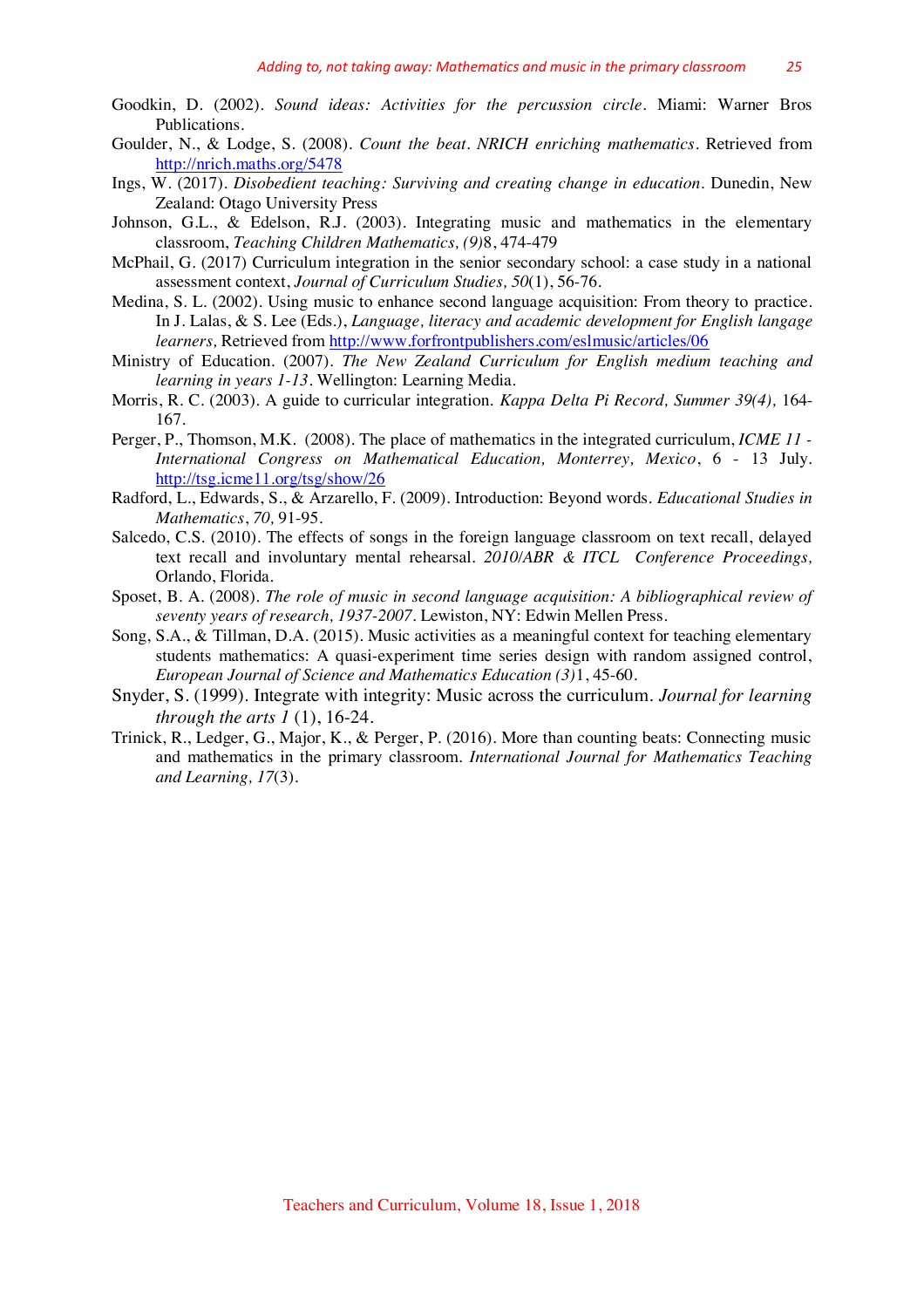Goodkin, D. (2002). *Sound ideas: Activities for the percussion circle*. Miami: Warner Bros Publications.

Goulder, N., & Lodge, S. (2008). *Count the beat. NRICH enriching mathematics*. Retrieved from http://nrich.maths.org/5478

Ings, W. (2017). *Disobedient teaching: Surviving and creating change in education*. Dunedin, New Zealand: Otago University Press

Johnson, G.L., & Edelson, R.J. (2003). Integrating music and mathematics in the elementary classroom, *Teaching Children Mathematics, (9)*8, 474-479

McPhail, G. (2017) Curriculum integration in the senior secondary school: a case study in a national assessment context, *Journal of Curriculum Studies, 50*(1), 56-76.

Medina, S. L. (2002). Using music to enhance second language acquisition: From theory to practice. In J. Lalas, & S. Lee (Eds.), *Language, literacy and academic development for English langage learners,* Retrieved from http://www.forfrontpublishers.com/eslmusic/articles/06

Ministry of Education. (2007). *The New Zealand Curriculum for English medium teaching and learning in years 1-13*. Wellington: Learning Media.

Morris, R. C. (2003). A guide to curricular integration. *Kappa Delta Pi Record, Summer 39(4),* 164-167.

Perger, P., Thomson, M.K. (2008). The place of mathematics in the integrated curriculum, *ICME 11 - International Congress on Mathematical Education, Monterrey, Mexico*, 6 - 13 July. http://tsg.icme11.org/tsg/show/26

Radford, L., Edwards, S., & Arzarello, F. (2009). Introduction: Beyond words. *Educational Studies in Mathematics*, *70,* 91-95.

Salcedo, C.S. (2010). The effects of songs in the foreign language classroom on text recall, delayed text recall and involuntary mental rehearsal. *2010/ABR & ITCL Conference Proceedings,* Orlando, Florida.

Sposet, B. A. (2008). *The role of music in second language acquisition: A bibliographical review of seventy years of research, 1937-2007*. Lewiston, NY: Edwin Mellen Press.

Song, S.A., & Tillman, D.A. (2015). Music activities as a meaningful context for teaching elementary students mathematics: A quasi-experiment time series design with random assigned control, *European Journal of Science and Mathematics Education (3)*1, 45-60.

Snyder, S. (1999). Integrate with integrity: Music across the curriculum. *Journal for learning through the arts 1* (1), 16-24.

Trinick, R., Ledger, G., Major, K., & Perger, P. (2016). More than counting beats: Connecting music and mathematics in the primary classroom. *International Journal for Mathematics Teaching and Learning, 17*(3).